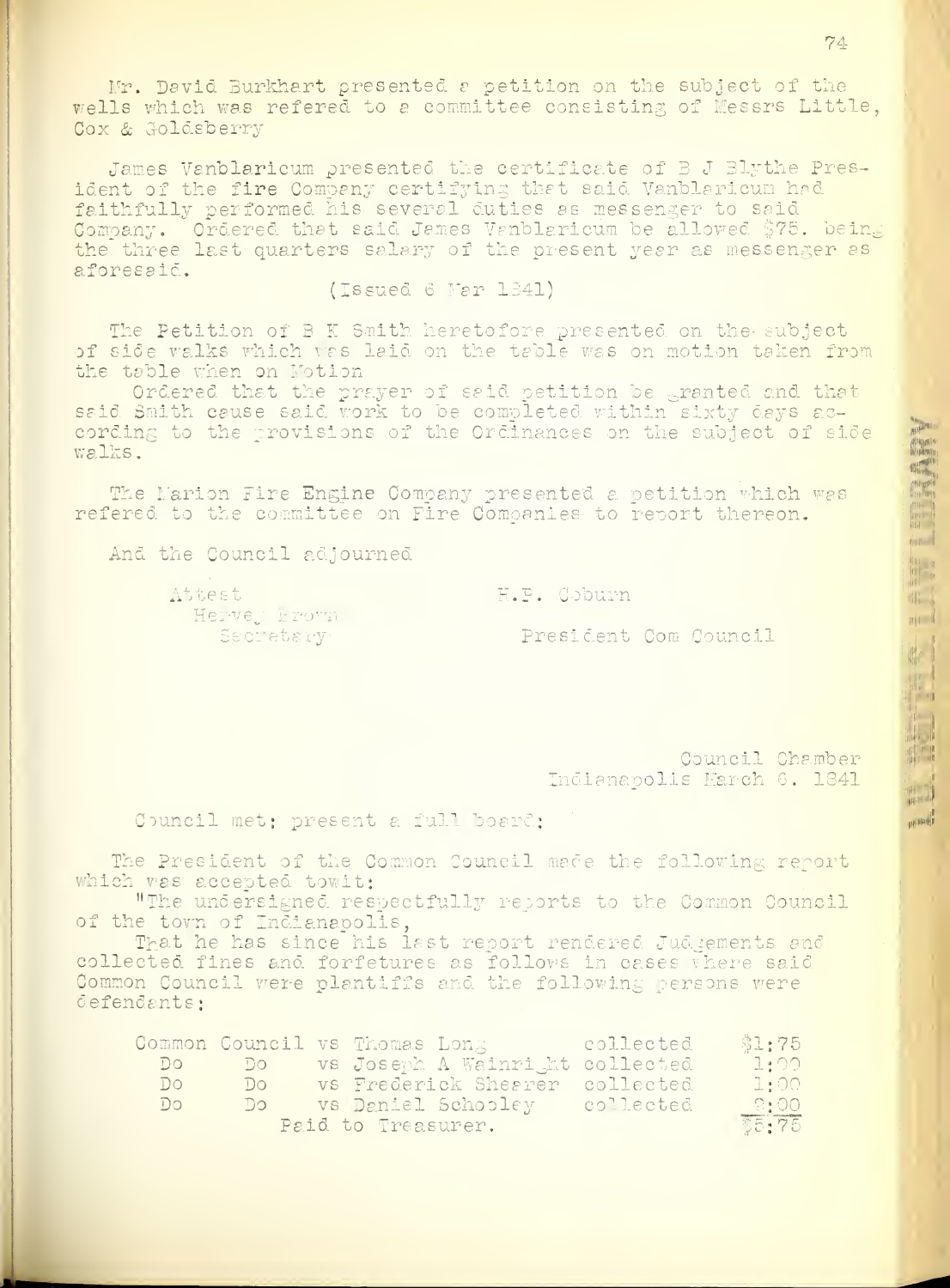Mr. David Burkhart presented a petition on the subject of the wells which was refered to a committee consisting of Messrs Little, Cox & Goldsberry

James Vanblaricum presented the certificate of B J Blythe President of the fire Company certifying that said Vanblaricum had faithfully performed his several duties as messenger to said Company. Ordered that said James Vanblaricum be allowed $75. being the three last quarters salary of the present year as messenger as aforesaid.

(Issued 6 Mar 1841)

The Petition of B K Smith heretofore presented on the subject of side walks which was laid on the table was on motion taken from the table when on Motion

Ordered that the prayer of said petition be granted and that said Smith cause said work to be completed within sixty days according to the provisions of the Ordinances on the subject of side walks.

The Marion Fire Engine Company presented a petition which was refered to the committee on Fire Companies to report thereon.

And the Council adjourned

Attest
Hervey Brown
Secretary

H.P. Coburn
President Com Council

Council Chamber
Indianapolis March 6. 1841

Council met; present a full board;

The President of the Common Council made the following report which was accepted towit:

"The undersigned respectfully reports to the Common Council of the town of Indianapolis,

That he has since his last report rendered Judgements and collected fines and forfetures as follows in cases where said Common Council were plantiffs and the following persons were defendants;

| | | | | |
|---|---|---|---|---|
| Common Council | vs | Thomas Long | collected | $1:75 |
| Do | Do | vs Joseph A Wainright | collected | 1:00 |
| Do | Do | vs Frederick Shearer | collected | 1:00 |
| Do | Do | vs Daniel Schooley | collected | 2:00 |
| | | Paid to Treasurer. | | $5:75 |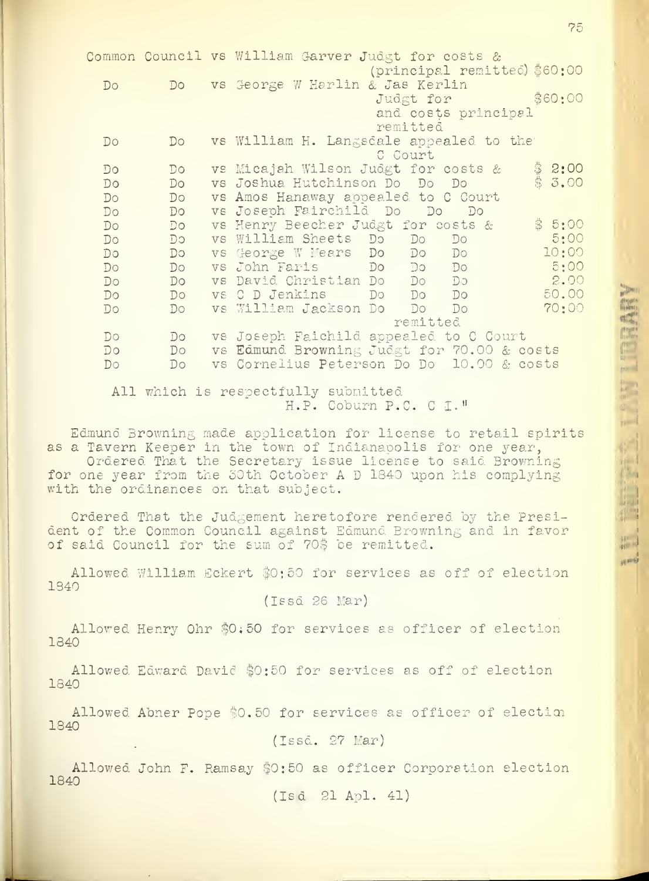| | | | |
|---|---|---|---|
| Common Council | | vs William Garver Judgt for costs & (principal remitted) | $60:00 |
| Do | Do | vs George W Harlin & Jas Kerlin Judgt for and costs principal remitted | $60:00 |
| Do | Do | vs William H. Langsdale appealed to the C Court | |
| Do | Do | vs Micajah Wilson Judgt for costs & | $ 2:00 |
| Do | Do | vs Joshua Hutchinson Do Do Do | $ 3.00 |
| Do | Do | vs Amos Hanaway appealed to C Court | |
| Do | Do | vs Joseph Fairchild Do Do Do | |
| Do | Do | vs Henry Beecher Judgt for costs & | $ 5:00 |
| Do | Do | vs William Sheets Do Do Do | 5:00 |
| Do | Do | vs George W Mears Do Do Do | 10:00 |
| Do | Do | vs John Faris Do Do Do | 5:00 |
| Do | Do | vs David Christian Do Do Do | 2.00 |
| Do | Do | vs C D Jenkins Do Do Do | 50.00 |
| Do | Do | vs William Jackson Do Do Do remitted | 70:00 |
| Do | Do | vs Joseph Faichild appealed to C Court | |
| Do | Do | vs Edmund Browning Judgt for 70.00 & costs | |
| Do | Do | vs Cornelius Peterson Do Do 10.00 & costs | |

All which is respectfully submitted
H.P. Coburn P.C. C I."

Edmund Browning made application for license to retail spirits as a Tavern Keeper in the town of Indianapolis for one year,
Ordered That the Secretary issue license to said Browning for one year from the 30th October A D 1840 upon his complying with the ordinances on that subject.

Ordered That the Judgement heretofore rendered by the President of the Common Council against Edmund Browning and in favor of said Council for the sum of 70$ be remitted.

Allowed William Eckert $0:50 for services as off of election 1840

(Issd 26 Mar)

Allowed Henry Ohr $0:50 for services as officer of election 1840

Allowed Edward David $0:50 for services as off of election 1840

Allowed Abner Pope $0.50 for services as officer of election 1840

(Issd. 27 Mar)

Allowed John F. Ramsay $0:50 as officer Corporation election 1840

(Isd 21 Apl. 41)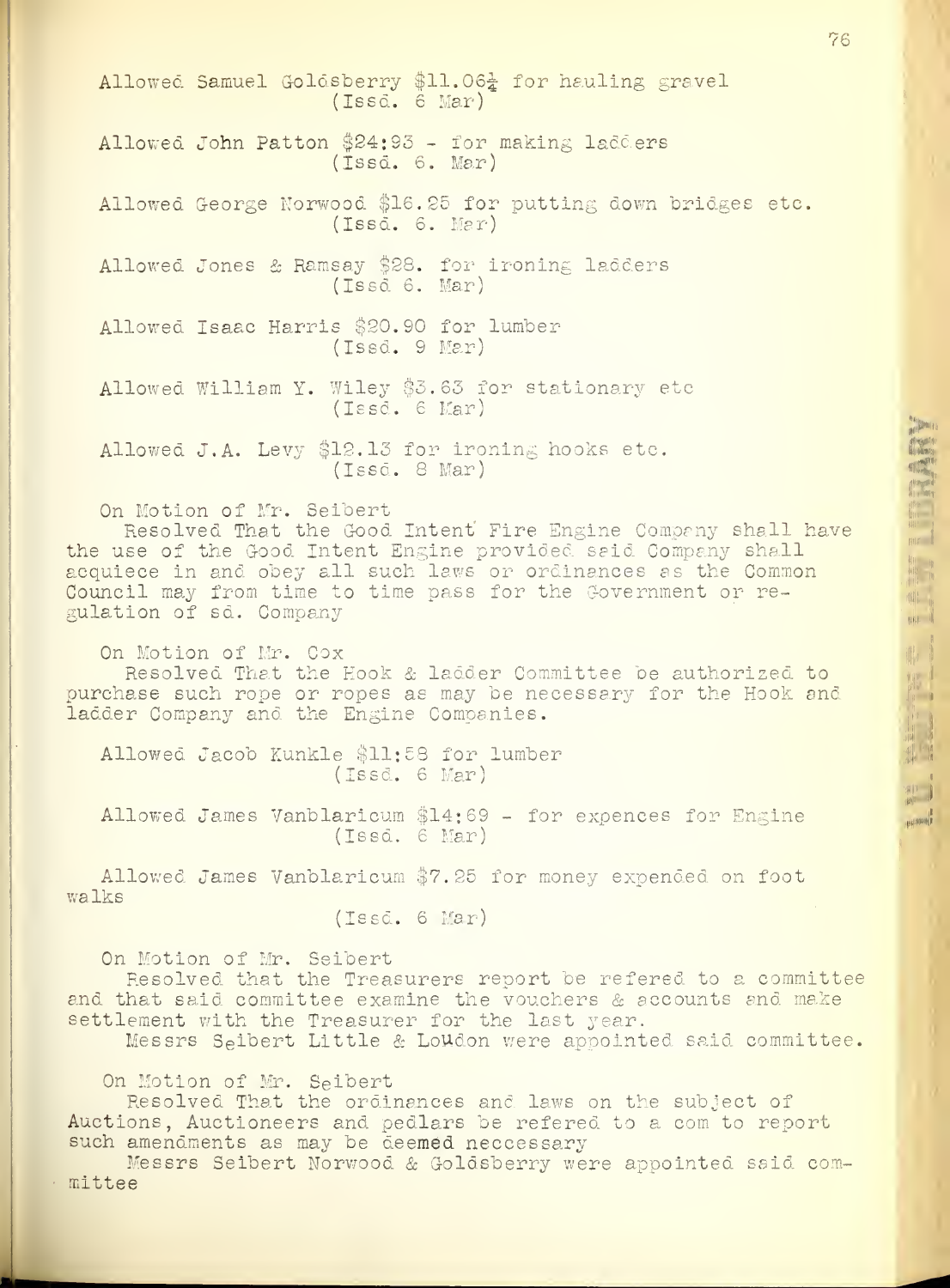Allowed Samuel Goldsberry $11.06¼ for hauling gravel
(Issd. 6 Mar)

Allowed John Patton $24:93 - for making ladders
(Issd. 6. Mar)

Allowed George Norwood $16.25 for putting down bridges etc.
(Issd. 6. Mar)

Allowed Jones & Ramsay $28. for ironing ladders
(Issd 6. Mar)

Allowed Isaac Harris $20.90 for lumber
(Issd. 9 Mar)

Allowed William Y. Wiley $3.63 for stationary etc
(Issd. 6 Mar)

Allowed J.A. Levy $12.13 for ironing hooks etc.
(Issd. 8 Mar)

On Motion of Mr. Seibert
Resolved That the Good Intent Fire Engine Company shall have the use of the Good Intent Engine provided said Company shall acquiece in and obey all such laws or ordinances as the Common Council may from time to time pass for the Government or regulation of sd. Company

On Motion of Mr. Cox
Resolved That the Hook & ladder Committee be authorized to purchase such rope or ropes as may be necessary for the Hook and ladder Company and the Engine Companies.

Allowed Jacob Kunkle $11:58 for lumber
(Issd. 6 Mar)

Allowed James Vanblaricum $14:69 - for expences for Engine
(Issd. 6 Mar)

Allowed James Vanblaricum $7.25 for money expended on foot walks
(Issd. 6 Mar)

On Motion of Mr. Seibert
Resolved that the Treasurers report be refered to a committee and that said committee examine the vouchers & accounts and make settlement with the Treasurer for the last year.
Messrs Seibert Little & Loudon were appointed said committee.

On Motion of Mr. Seibert
Resolved That the ordinances and laws on the subject of Auctions, Auctioneers and pedlars be refered to a com to report such amendments as may be deemed neccessary
Messrs Seibert Norwood & Goldsberry were appointed said committee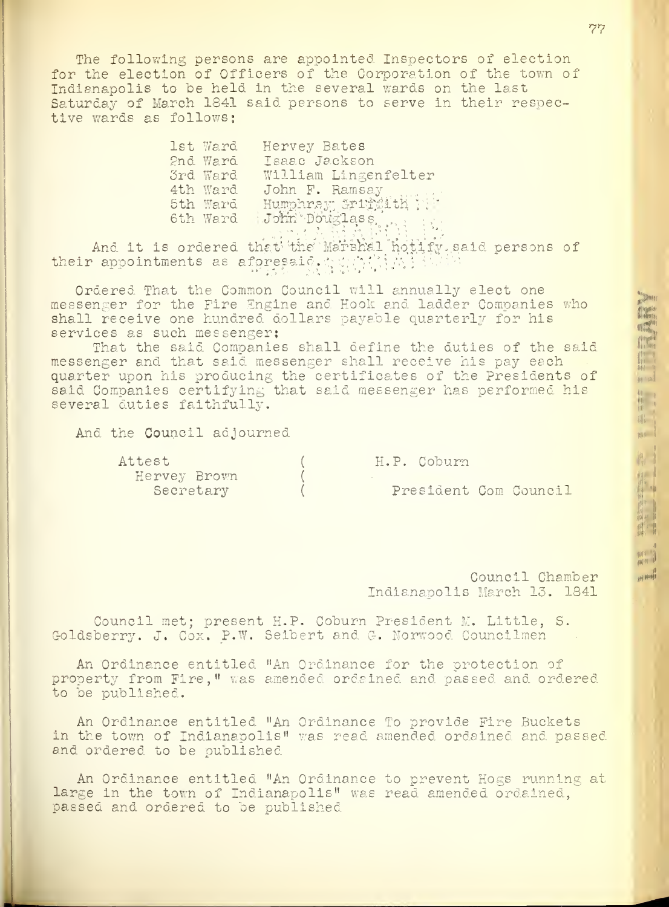The following persons are appointed Inspectors of election for the election of Officers of the Corporation of the town of Indianapolis to be held in the several wards on the last Saturday of March 1841 said persons to serve in their respective wards as follows:

| | |
|---|---|
| 1st Ward | Hervey Bates |
| 2nd Ward | Isaac Jackson |
| 3rd Ward | William Lingenfelter |
| 4th Ward | John F. Ramsay |
| 5th Ward | Humphrey Griffith |
| 6th Ward | John Douglass |

And it is ordered that the Marshal notify said persons of their appointments as aforesaid.

Ordered That the Common Council will annually elect one messenger for the Fire Engine and Hook and ladder Companies who shall receive one hundred dollars payable quarterly for his services as such messenger;

That the said Companies shall define the duties of the said messenger and that said messenger shall receive his pay each quarter upon his producing the certificates of the Presidents of said Companies certifying that said messenger has performed his several duties faithfully.

And the Council adjourned

Attest
Hervey Brown
Secretary

H.P. Coburn
President Com Council

Council Chamber
Indianapolis March 13. 1841

Council met; present H.P. Coburn President M. Little, S. Goldsberry. J. Cox. P.W. Seibert and G. Norwood Councilmen

An Ordinance entitled "An Ordinance for the protection of property from Fire," was amended ordained and passed and ordered to be published.

An Ordinance entitled "An Ordinance To provide Fire Buckets in the town of Indianapolis" was read amended ordained and passed and ordered to be published

An Ordinance entitled "An Ordinance to prevent Hogs running at large in the town of Indianapolis" was read amended ordained, passed and ordered to be published